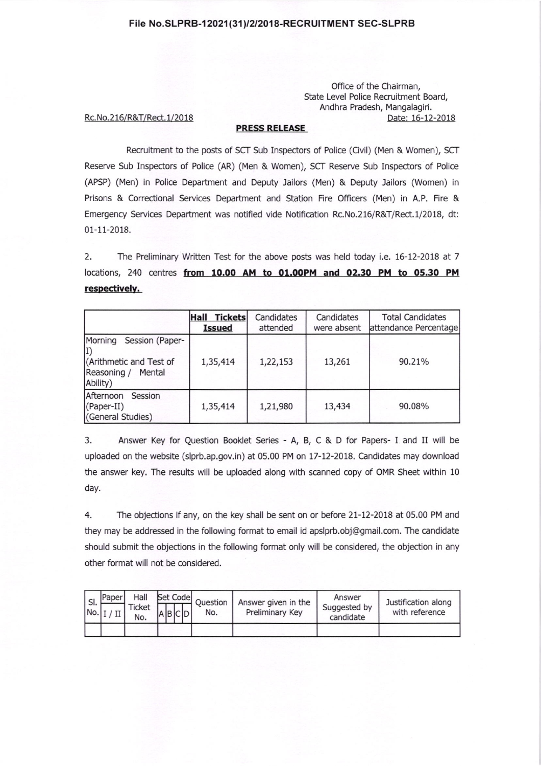File No.SLPRB-12021(31)/2/2018-RECRUITMENT SEC-SLPRB

Office of the Chairman,
State Level Police Recruitment Board,
Andhra Pradesh, Mangalagiri.

Rc.No.216/R&T/Rect.1/2018

Date: 16-12-2018

## PRESS RELEASE

Recruitment to the posts of SCT Sub Inspectors of Police (Civil) (Men & Women), SCT Reserve Sub Inspectors of Police (AR) (Men & Women), SCT Reserve Sub Inspectors of Police (APSP) (Men) in Police Department and Deputy Jailors (Men) & Deputy Jailors (Women) in Prisons & Correctional Services Department and Station Fire Officers (Men) in A.P. Fire & Emergency Services Department was notified vide Notification Rc.No.216/R&T/Rect.1/2018, dt: 01-11-2018.

2. The Preliminary Written Test for the above posts was held today i.e. 16-12-2018 at 7 locations, 240 centres **from 10.00 AM to 01.00PM and 02.30 PM to 05.30 PM respectively.**

| | Hall Tickets Issued | Candidates attended | Candidates were absent | Total Candidates attendance Percentage |
|---|---|---|---|---|
| Morning Session (Paper-I) (Arithmetic and Test of Reasoning / Mental Ability) | 1,35,414 | 1,22,153 | 13,261 | 90.21% |
| Afternoon Session (Paper-II) (General Studies) | 1,35,414 | 1,21,980 | 13,434 | 90.08% |

3. Answer Key for Question Booklet Series - A, B, C & D for Papers- I and II will be uploaded on the website (slprb.ap.gov.in) at 05.00 PM on 17-12-2018. Candidates may download the answer key. The results will be uploaded along with scanned copy of OMR Sheet within 10 day.

4. The objections if any, on the key shall be sent on or before 21-12-2018 at 05.00 PM and they may be addressed in the following format to email id apslprb.obj@gmail.com. The candidate should submit the objections in the following format only will be considered, the objection in any other format will not be considered.

| Sl. No. | Paper I / II | Hall Ticket No. | Set Code | | | | Question No. | Answer given in the Preliminary Key | Answer Suggested by candidate | Justification along with reference |
|---|---|---|---|---|---|---|---|---|---|---|
| | | | A | B | C | D | | | | |
| | | | | | | | | | | |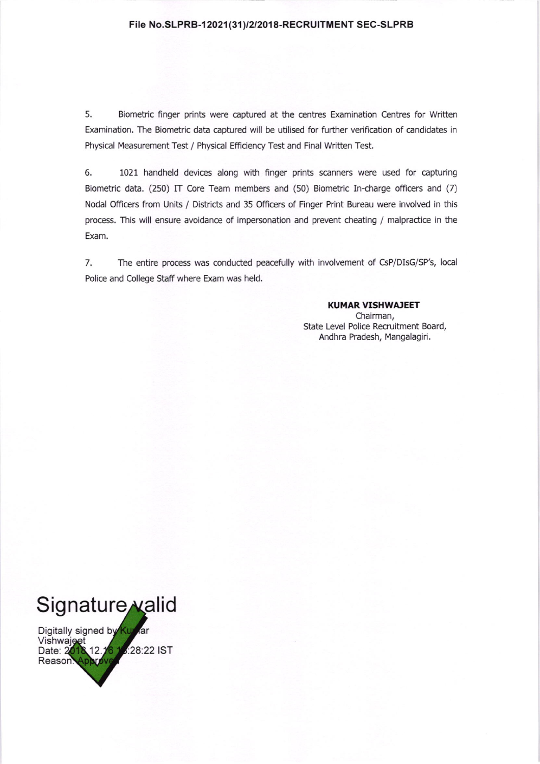5. Biometric finger prints were captured at the centres Examination Centres for Written Examination. The Biometric data captured will be utilised for further verification of candidates in Physical Measurement Test / Physical Efficiency Test and Final Written Test.

6. 1021 handheld devices along with finger prints scanners were used for capturing Biometric data. (250) IT Core Team members and (50) Biometric In-charge officers and (7) Nodal Officers from Units / Districts and 35 Officers of Finger Print Bureau were involved in this process. This will ensure avoidance of impersonation and prevent cheating / malpractice in the Exam.

7. The entire process was conducted peacefully with involvement of CsP/DIsG/SP's, local Police and College Staff where Exam was held.

**KUMAR VISHWAJEET**
Chairman,
State Level Police Recruitment Board,
Andhra Pradesh, Mangalagiri.

Signature valid

Digitally signed by Kumar Vishwajeet
Date: 2018.12.16 1?:28:22 IST
Reason: Approved